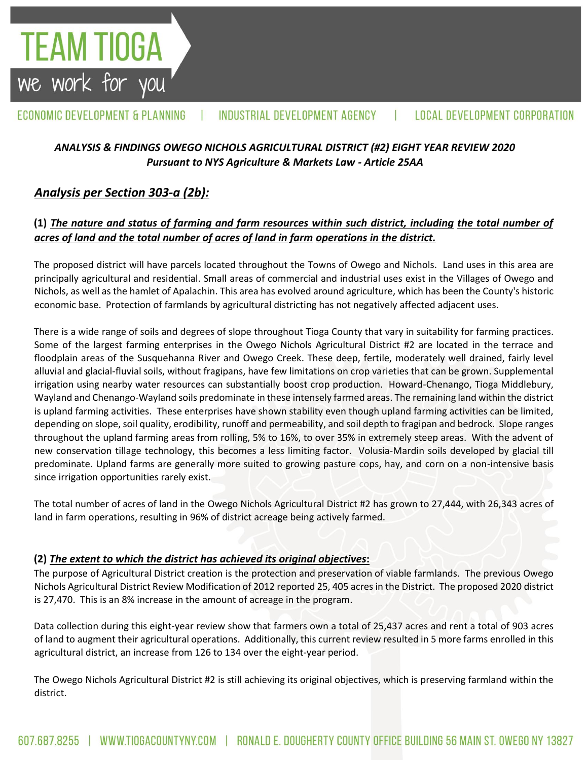TEAM TIOGA
we work for you

ECONOMIC DEVELOPMENT & PLANNING | INDUSTRIAL DEVELOPMENT AGENCY | LOCAL DEVELOPMENT CORPORATION

***ANALYSIS & FINDINGS OWEGO NICHOLS AGRICULTURAL DISTRICT (#2) EIGHT YEAR REVIEW 2020***
***Pursuant to NYS Agriculture & Markets Law - Article 25AA***

## *Analysis per Section 303-a (2b):*

### (1) *The nature and status of farming and farm resources within such district, including the total number of acres of land and the total number of acres of land in farm operations in the district.*

The proposed district will have parcels located throughout the Towns of Owego and Nichols. Land uses in this area are principally agricultural and residential. Small areas of commercial and industrial uses exist in the Villages of Owego and Nichols, as well as the hamlet of Apalachin. This area has evolved around agriculture, which has been the County's historic economic base. Protection of farmlands by agricultural districting has not negatively affected adjacent uses.

There is a wide range of soils and degrees of slope throughout Tioga County that vary in suitability for farming practices. Some of the largest farming enterprises in the Owego Nichols Agricultural District #2 are located in the terrace and floodplain areas of the Susquehanna River and Owego Creek. These deep, fertile, moderately well drained, fairly level alluvial and glacial-fluvial soils, without fragipans, have few limitations on crop varieties that can be grown. Supplemental irrigation using nearby water resources can substantially boost crop production. Howard-Chenango, Tioga Middlebury, Wayland and Chenango-Wayland soils predominate in these intensely farmed areas. The remaining land within the district is upland farming activities. These enterprises have shown stability even though upland farming activities can be limited, depending on slope, soil quality, erodibility, runoff and permeability, and soil depth to fragipan and bedrock. Slope ranges throughout the upland farming areas from rolling, 5% to 16%, to over 35% in extremely steep areas. With the advent of new conservation tillage technology, this becomes a less limiting factor. Volusia-Mardin soils developed by glacial till predominate. Upland farms are generally more suited to growing pasture cops, hay, and corn on a non-intensive basis since irrigation opportunities rarely exist.

The total number of acres of land in the Owego Nichols Agricultural District #2 has grown to 27,444, with 26,343 acres of land in farm operations, resulting in 96% of district acreage being actively farmed.

### (2) *The extent to which the district has achieved its original objectives*:

The purpose of Agricultural District creation is the protection and preservation of viable farmlands. The previous Owego Nichols Agricultural District Review Modification of 2012 reported 25, 405 acres in the District. The proposed 2020 district is 27,470. This is an 8% increase in the amount of acreage in the program.

Data collection during this eight-year review show that farmers own a total of 25,437 acres and rent a total of 903 acres of land to augment their agricultural operations. Additionally, this current review resulted in 5 more farms enrolled in this agricultural district, an increase from 126 to 134 over the eight-year period.

The Owego Nichols Agricultural District #2 is still achieving its original objectives, which is preserving farmland within the district.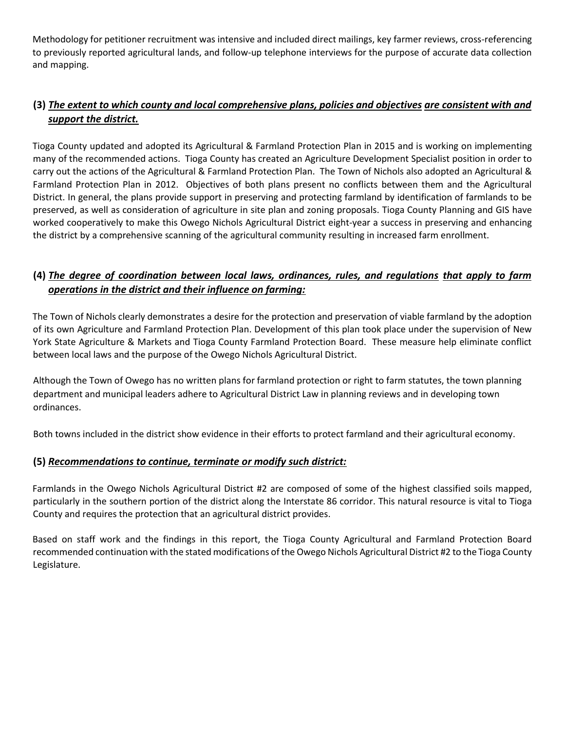Methodology for petitioner recruitment was intensive and included direct mailings, key farmer reviews, cross-referencing to previously reported agricultural lands, and follow-up telephone interviews for the purpose of accurate data collection and mapping.

### (3) ***The extent to which county and local comprehensive plans, policies and objectives are consistent with and support the district.***

Tioga County updated and adopted its Agricultural & Farmland Protection Plan in 2015 and is working on implementing many of the recommended actions. Tioga County has created an Agriculture Development Specialist position in order to carry out the actions of the Agricultural & Farmland Protection Plan. The Town of Nichols also adopted an Agricultural & Farmland Protection Plan in 2012. Objectives of both plans present no conflicts between them and the Agricultural District. In general, the plans provide support in preserving and protecting farmland by identification of farmlands to be preserved, as well as consideration of agriculture in site plan and zoning proposals. Tioga County Planning and GIS have worked cooperatively to make this Owego Nichols Agricultural District eight-year a success in preserving and enhancing the district by a comprehensive scanning of the agricultural community resulting in increased farm enrollment.

### (4) ***The degree of coordination between local laws, ordinances, rules, and regulations that apply to farm operations in the district and their influence on farming:***

The Town of Nichols clearly demonstrates a desire for the protection and preservation of viable farmland by the adoption of its own Agriculture and Farmland Protection Plan. Development of this plan took place under the supervision of New York State Agriculture & Markets and Tioga County Farmland Protection Board. These measure help eliminate conflict between local laws and the purpose of the Owego Nichols Agricultural District.

Although the Town of Owego has no written plans for farmland protection or right to farm statutes, the town planning department and municipal leaders adhere to Agricultural District Law in planning reviews and in developing town ordinances.

Both towns included in the district show evidence in their efforts to protect farmland and their agricultural economy.

### (5) ***Recommendations to continue, terminate or modify such district:***

Farmlands in the Owego Nichols Agricultural District #2 are composed of some of the highest classified soils mapped, particularly in the southern portion of the district along the Interstate 86 corridor. This natural resource is vital to Tioga County and requires the protection that an agricultural district provides.

Based on staff work and the findings in this report, the Tioga County Agricultural and Farmland Protection Board recommended continuation with the stated modifications of the Owego Nichols Agricultural District #2 to the Tioga County Legislature.